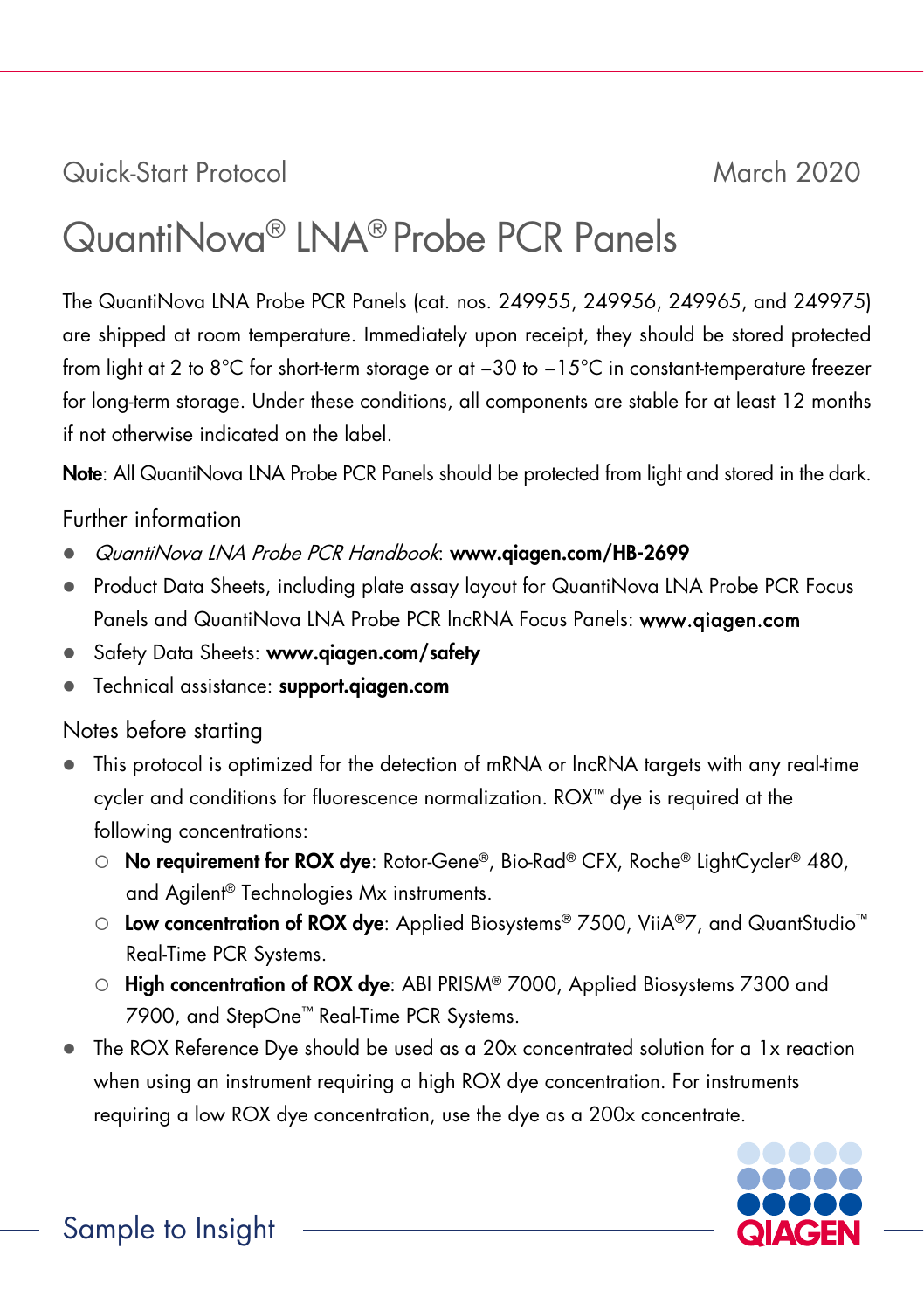Quick-Start Protocol March 2020

# QuantiNova® LNA® Probe PCR Panels

The QuantiNova LNA Probe PCR Panels (cat. nos. 249955, 249956, 249965, and 249975) are shipped at room temperature. Immediately upon receipt, they should be stored protected from light at 2 to 8°C for short-term storage or at –30 to –15°C in constant-temperature freezer for long-term storage. Under these conditions, all components are stable for at least 12 months if not otherwise indicated on the label.

**Note**: All QuantiNova LNA Probe PCR Panels should be protected from light and stored in the dark.

## Further information

- *QuantiNova LNA Probe PCR Handbook*: **www.qiagen.com/HB-2699**
- Product Data Sheets, including plate assay layout for QuantiNova LNA Probe PCR Focus Panels and QuantiNova LNA Probe PCR lncRNA Focus Panels: **www.qiagen.com**
- Safety Data Sheets: **www.qiagen.com/safety**
- Technical assistance: **support.qiagen.com**

## Notes before starting

- This protocol is optimized for the detection of mRNA or lncRNA targets with any real-time cycler and conditions for fluorescence normalization. ROX™ dye is required at the following concentrations:
  - **No requirement for ROX dye**: Rotor-Gene®, Bio-Rad® CFX, Roche® LightCycler® 480, and Agilent® Technologies Mx instruments.
  - **Low concentration of ROX dye**: Applied Biosystems® 7500, ViiA®7, and QuantStudio™ Real-Time PCR Systems.
  - **High concentration of ROX dye**: ABI PRISM® 7000, Applied Biosystems 7300 and 7900, and StepOne™ Real-Time PCR Systems.
- The ROX Reference Dye should be used as a 20x concentrated solution for a 1x reaction when using an instrument requiring a high ROX dye concentration. For instruments requiring a low ROX dye concentration, use the dye as a 200x concentrate.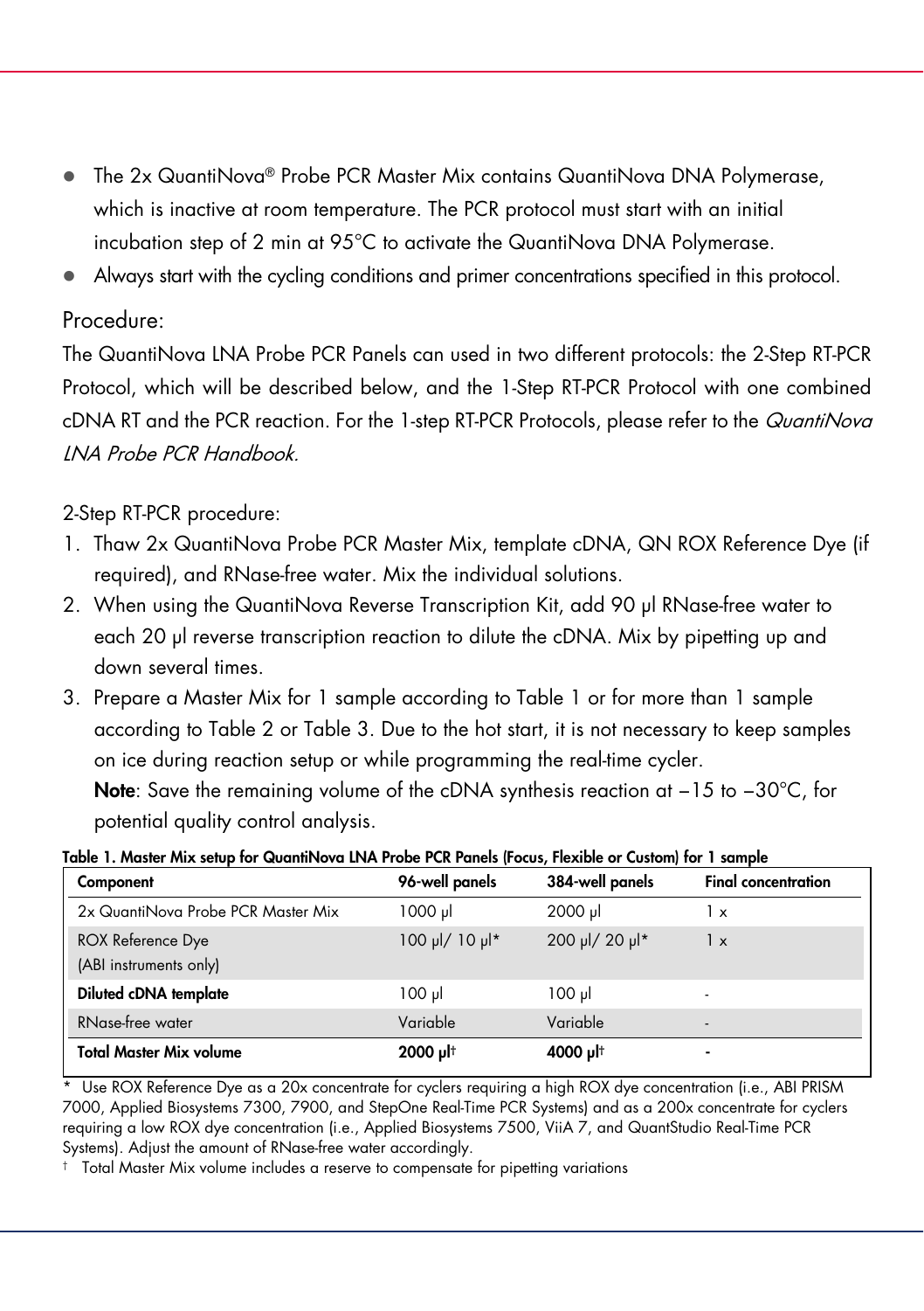- The 2x QuantiNova® Probe PCR Master Mix contains QuantiNova DNA Polymerase, which is inactive at room temperature. The PCR protocol must start with an initial incubation step of 2 min at 95°C to activate the QuantiNova DNA Polymerase.
- Always start with the cycling conditions and primer concentrations specified in this protocol.

## Procedure:

The QuantiNova LNA Probe PCR Panels can used in two different protocols: the 2-Step RT-PCR Protocol, which will be described below, and the 1-Step RT-PCR Protocol with one combined cDNA RT and the PCR reaction. For the 1-step RT-PCR Protocols, please refer to the *QuantiNova LNA Probe PCR Handbook.*

2-Step RT-PCR procedure:

1. Thaw 2x QuantiNova Probe PCR Master Mix, template cDNA, QN ROX Reference Dye (if required), and RNase-free water. Mix the individual solutions.
2. When using the QuantiNova Reverse Transcription Kit, add 90 µl RNase-free water to each 20 µl reverse transcription reaction to dilute the cDNA. Mix by pipetting up and down several times.
3. Prepare a Master Mix for 1 sample according to Table 1 or for more than 1 sample according to Table 2 or Table 3. Due to the hot start, it is not necessary to keep samples on ice during reaction setup or while programming the real-time cycler.
   **Note**: Save the remaining volume of the cDNA synthesis reaction at –15 to –30°C, for potential quality control analysis.

**Table 1. Master Mix setup for QuantiNova LNA Probe PCR Panels (Focus, Flexible or Custom) for 1 sample**

| Component | 96-well panels | 384-well panels | Final concentration |
|---|---|---|---|
| 2x QuantiNova Probe PCR Master Mix | 1000 µl | 2000 µl | 1 x |
| ROX Reference Dye (ABI instruments only) | 100 µl/ 10 µl* | 200 µl/ 20 µl* | 1 x |
| **Diluted cDNA template** | 100 µl | 100 µl | - |
| RNase-free water | Variable | Variable | - |
| **Total Master Mix volume** | **2000 µl†** | **4000 µl†** | - |

\* Use ROX Reference Dye as a 20x concentrate for cyclers requiring a high ROX dye concentration (i.e., ABI PRISM 7000, Applied Biosystems 7300, 7900, and StepOne Real-Time PCR Systems) and as a 200x concentrate for cyclers requiring a low ROX dye concentration (i.e., Applied Biosystems 7500, ViiA 7, and QuantStudio Real-Time PCR Systems). Adjust the amount of RNase-free water accordingly.

† Total Master Mix volume includes a reserve to compensate for pipetting variations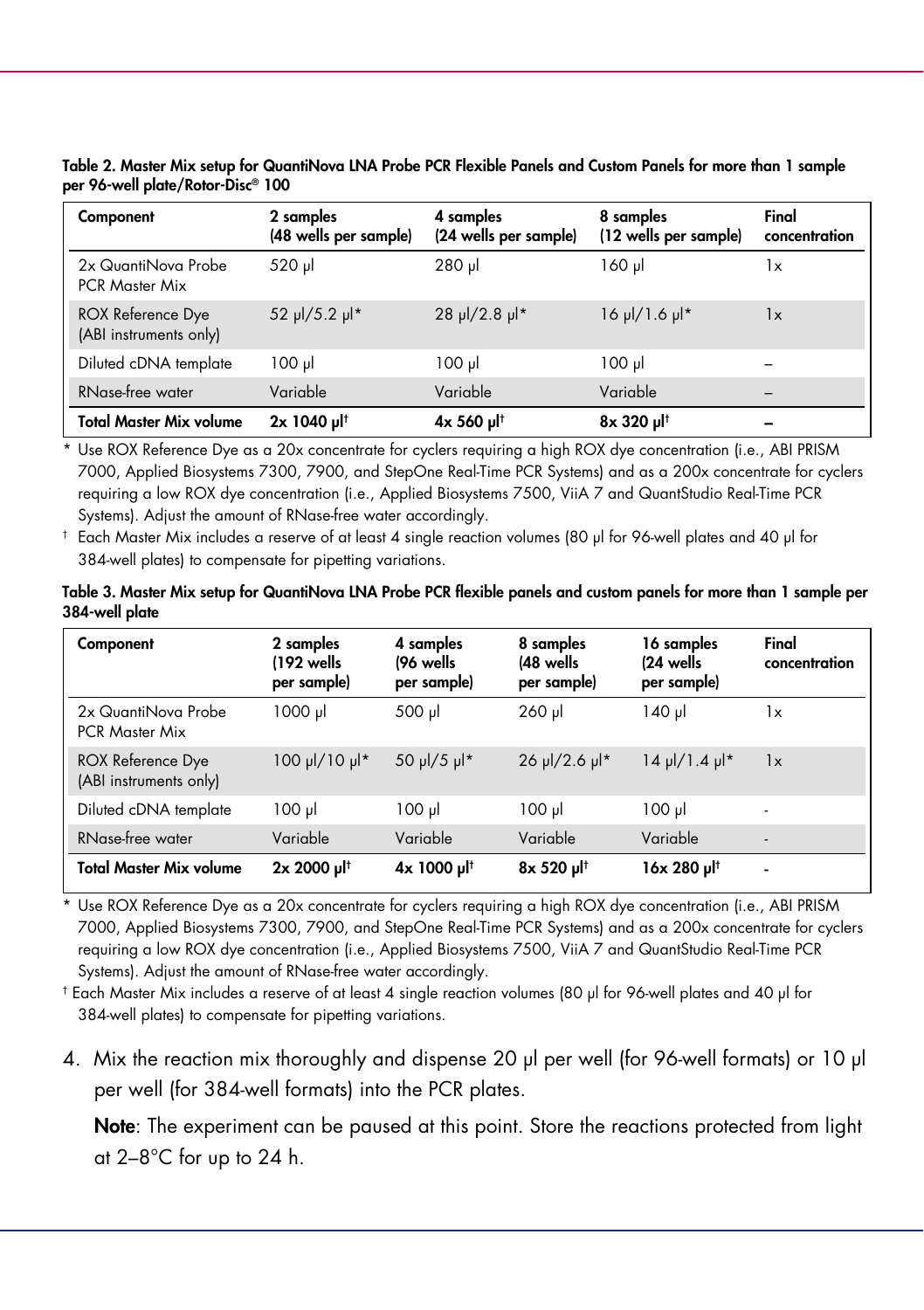**Table 2. Master Mix setup for QuantiNova LNA Probe PCR Flexible Panels and Custom Panels for more than 1 sample per 96-well plate/Rotor-Disc® 100**

| Component | 2 samples (48 wells per sample) | 4 samples (24 wells per sample) | 8 samples (12 wells per sample) | Final concentration |
|---|---|---|---|---|
| 2x QuantiNova Probe PCR Master Mix | 520 µl | 280 µl | 160 µl | 1x |
| ROX Reference Dye (ABI instruments only) | 52 µl/5.2 µl* | 28 µl/2.8 µl* | 16 µl/1.6 µl* | 1x |
| Diluted cDNA template | 100 µl | 100 µl | 100 µl | – |
| RNase-free water | Variable | Variable | Variable | – |
| **Total Master Mix volume** | **2x 1040 µl†** | **4x 560 µl†** | **8x 320 µl†** | **–** |

\* Use ROX Reference Dye as a 20x concentrate for cyclers requiring a high ROX dye concentration (i.e., ABI PRISM 7000, Applied Biosystems 7300, 7900, and StepOne Real-Time PCR Systems) and as a 200x concentrate for cyclers requiring a low ROX dye concentration (i.e., Applied Biosystems 7500, ViiA 7 and QuantStudio Real-Time PCR Systems). Adjust the amount of RNase-free water accordingly.

† Each Master Mix includes a reserve of at least 4 single reaction volumes (80 µl for 96-well plates and 40 µl for 384-well plates) to compensate for pipetting variations.

**Table 3. Master Mix setup for QuantiNova LNA Probe PCR flexible panels and custom panels for more than 1 sample per 384-well plate**

| Component | 2 samples (192 wells per sample) | 4 samples (96 wells per sample) | 8 samples (48 wells per sample) | 16 samples (24 wells per sample) | Final concentration |
|---|---|---|---|---|---|
| 2x QuantiNova Probe PCR Master Mix | 1000 µl | 500 µl | 260 µl | 140 µl | 1x |
| ROX Reference Dye (ABI instruments only) | 100 µl/10 µl* | 50 µl/5 µl* | 26 µl/2.6 µl* | 14 µl/1.4 µl* | 1x |
| Diluted cDNA template | 100 µl | 100 µl | 100 µl | 100 µl | - |
| RNase-free water | Variable | Variable | Variable | Variable | - |
| **Total Master Mix volume** | **2x 2000 µl†** | **4x 1000 µl†** | **8x 520 µl†** | **16x 280 µl†** | **-** |

\* Use ROX Reference Dye as a 20x concentrate for cyclers requiring a high ROX dye concentration (i.e., ABI PRISM 7000, Applied Biosystems 7300, 7900, and StepOne Real-Time PCR Systems) and as a 200x concentrate for cyclers requiring a low ROX dye concentration (i.e., Applied Biosystems 7500, ViiA 7 and QuantStudio Real-Time PCR Systems). Adjust the amount of RNase-free water accordingly.

† Each Master Mix includes a reserve of at least 4 single reaction volumes (80 µl for 96-well plates and 40 µl for 384-well plates) to compensate for pipetting variations.

4. Mix the reaction mix thoroughly and dispense 20 µl per well (for 96-well formats) or 10 µl per well (for 384-well formats) into the PCR plates.

   **Note**: The experiment can be paused at this point. Store the reactions protected from light at 2–8°C for up to 24 h.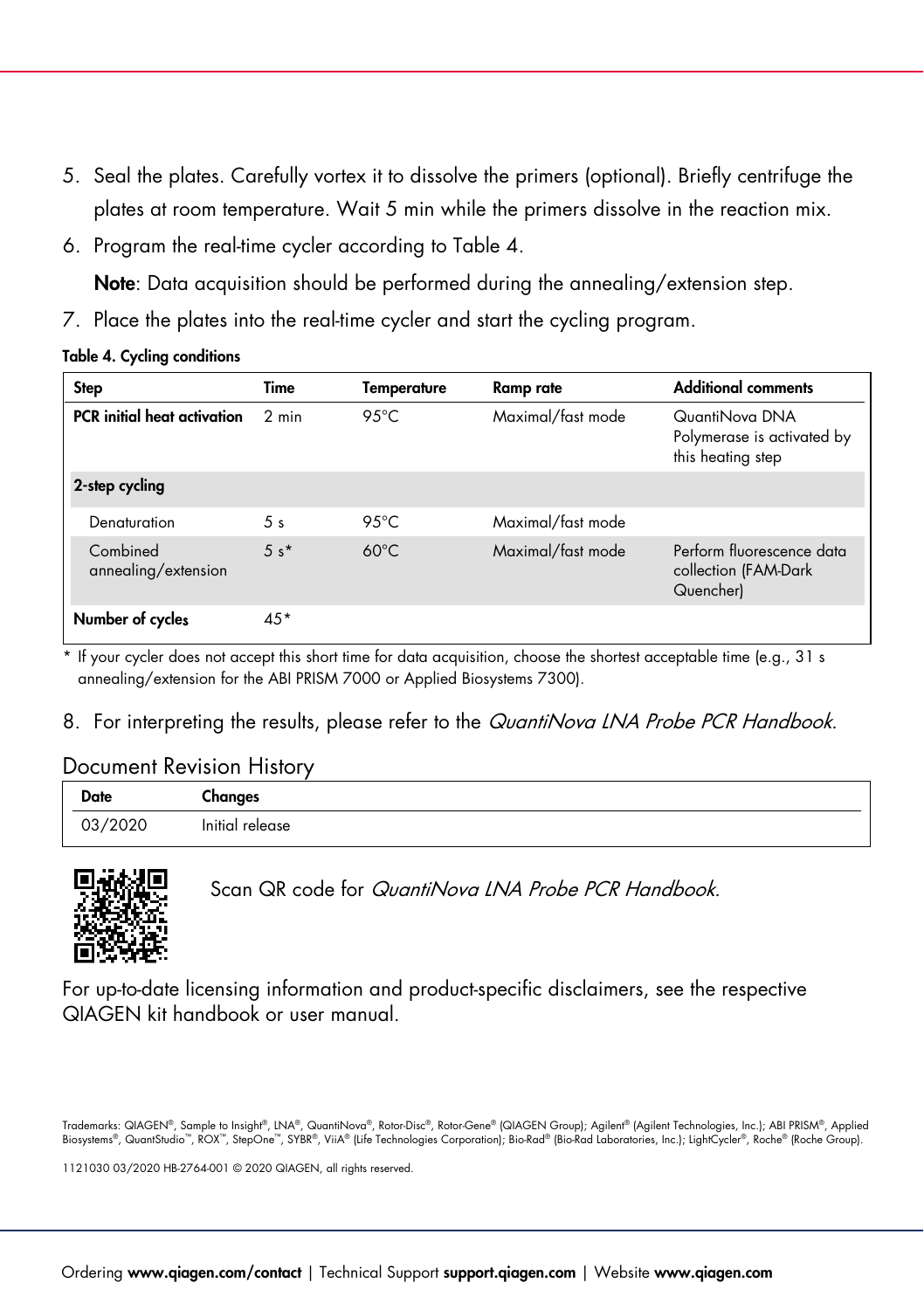5. Seal the plates. Carefully vortex it to dissolve the primers (optional). Briefly centrifuge the plates at room temperature. Wait 5 min while the primers dissolve in the reaction mix.
6. Program the real-time cycler according to Table 4.

   **Note**: Data acquisition should be performed during the annealing/extension step.
7. Place the plates into the real-time cycler and start the cycling program.

**Table 4. Cycling conditions**

| Step | Time | Temperature | Ramp rate | Additional comments |
|---|---|---|---|---|
| **PCR initial heat activation** | 2 min | 95°C | Maximal/fast mode | QuantiNova DNA Polymerase is activated by this heating step |
| **2-step cycling** | | | | |
| Denaturation | 5 s | 95°C | Maximal/fast mode | |
| Combined annealing/extension | 5 s* | 60°C | Maximal/fast mode | Perform fluorescence data collection (FAM-Dark Quencher) |
| **Number of cycles** | 45* | | | |

\* If your cycler does not accept this short time for data acquisition, choose the shortest acceptable time (e.g., 31 s annealing/extension for the ABI PRISM 7000 or Applied Biosystems 7300).

8. For interpreting the results, please refer to the *QuantiNova LNA Probe PCR Handbook*.

## Document Revision History

| Date | Changes |
|---|---|
| 03/2020 | Initial release |

Scan QR code for *QuantiNova LNA Probe PCR Handbook*.

For up-to-date licensing information and product-specific disclaimers, see the respective QIAGEN kit handbook or user manual.

Trademarks: QIAGEN®, Sample to Insight®, LNA®, QuantiNova®, Rotor-Disc®, Rotor-Gene® (QIAGEN Group); Agilent® (Agilent Technologies, Inc.); ABI PRISM®, Applied Biosystems®, QuantStudio™, ROX™, StepOne™, SYBR®, ViiA® (Life Technologies Corporation); Bio-Rad® (Bio-Rad Laboratories, Inc.); LightCycler®, Roche® (Roche Group).

1121030 03/2020 HB-2764-001 © 2020 QIAGEN, all rights reserved.

Ordering **www.qiagen.com/contact** | Technical Support **support.qiagen.com** | Website **www.qiagen.com**